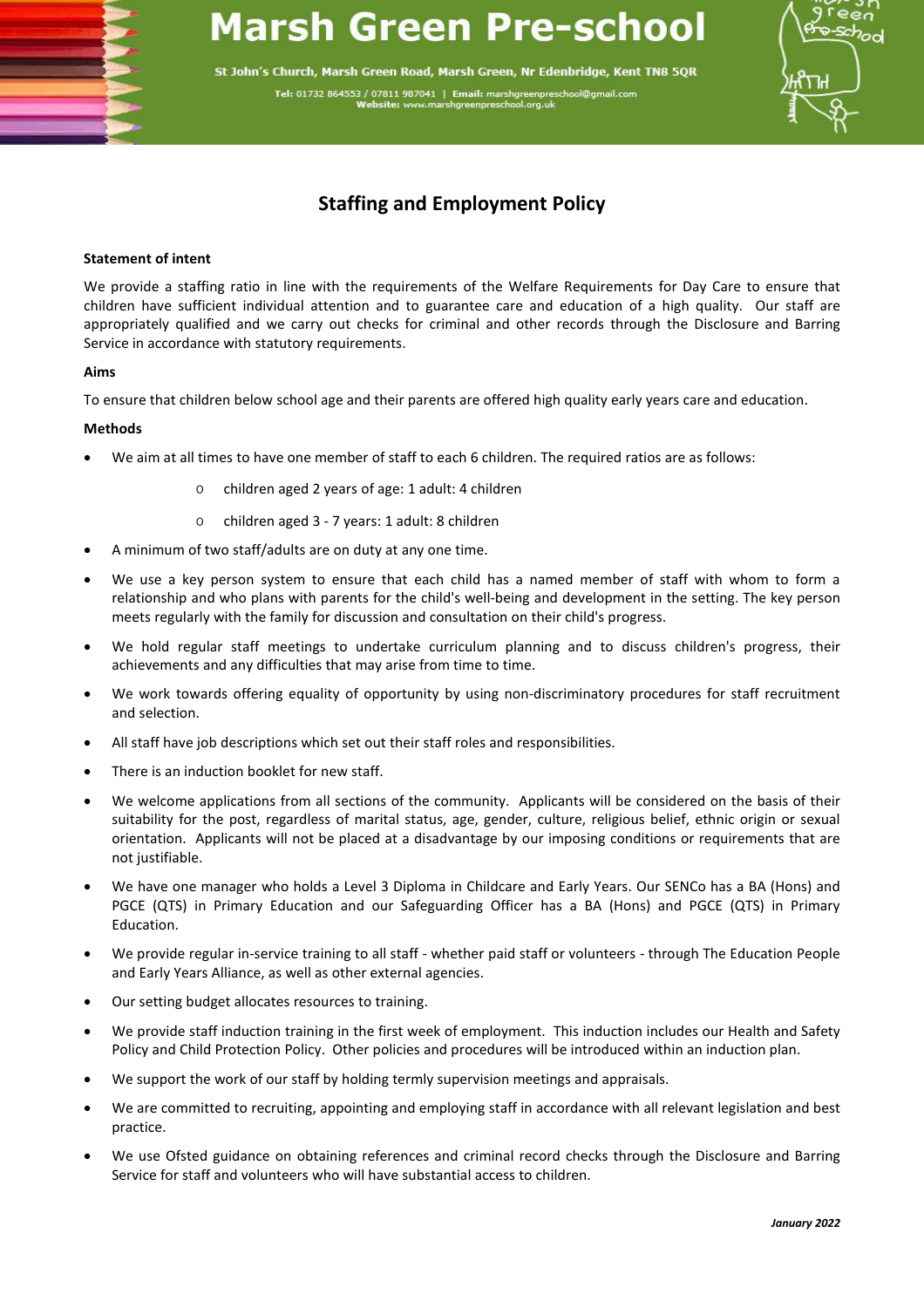# Marsh Green Pre-school

St John's Church, Marsh Green Road, Marsh Green, Nr Edenbridge, Kent TN8 5QR

Tel: 01732 864553 / 07811 987041 | Email: marshgreenpreschool@gmail.com
Website: www.marshgreenpreschool.org.uk

## Staffing and Employment Policy

**Statement of intent**

We provide a staffing ratio in line with the requirements of the Welfare Requirements for Day Care to ensure that children have sufficient individual attention and to guarantee care and education of a high quality. Our staff are appropriately qualified and we carry out checks for criminal and other records through the Disclosure and Barring Service in accordance with statutory requirements.

**Aims**

To ensure that children below school age and their parents are offered high quality early years care and education.

**Methods**

- We aim at all times to have one member of staff to each 6 children. The required ratios are as follows:
  - children aged 2 years of age: 1 adult: 4 children
  - children aged 3 - 7 years: 1 adult: 8 children
- A minimum of two staff/adults are on duty at any one time.
- We use a key person system to ensure that each child has a named member of staff with whom to form a relationship and who plans with parents for the child's well-being and development in the setting. The key person meets regularly with the family for discussion and consultation on their child's progress.
- We hold regular staff meetings to undertake curriculum planning and to discuss children's progress, their achievements and any difficulties that may arise from time to time.
- We work towards offering equality of opportunity by using non-discriminatory procedures for staff recruitment and selection.
- All staff have job descriptions which set out their staff roles and responsibilities.
- There is an induction booklet for new staff.
- We welcome applications from all sections of the community. Applicants will be considered on the basis of their suitability for the post, regardless of marital status, age, gender, culture, religious belief, ethnic origin or sexual orientation. Applicants will not be placed at a disadvantage by our imposing conditions or requirements that are not justifiable.
- We have one manager who holds a Level 3 Diploma in Childcare and Early Years. Our SENCo has a BA (Hons) and PGCE (QTS) in Primary Education and our Safeguarding Officer has a BA (Hons) and PGCE (QTS) in Primary Education.
- We provide regular in-service training to all staff - whether paid staff or volunteers - through The Education People and Early Years Alliance, as well as other external agencies.
- Our setting budget allocates resources to training.
- We provide staff induction training in the first week of employment. This induction includes our Health and Safety Policy and Child Protection Policy. Other policies and procedures will be introduced within an induction plan.
- We support the work of our staff by holding termly supervision meetings and appraisals.
- We are committed to recruiting, appointing and employing staff in accordance with all relevant legislation and best practice.
- We use Ofsted guidance on obtaining references and criminal record checks through the Disclosure and Barring Service for staff and volunteers who will have substantial access to children.

*January 2022*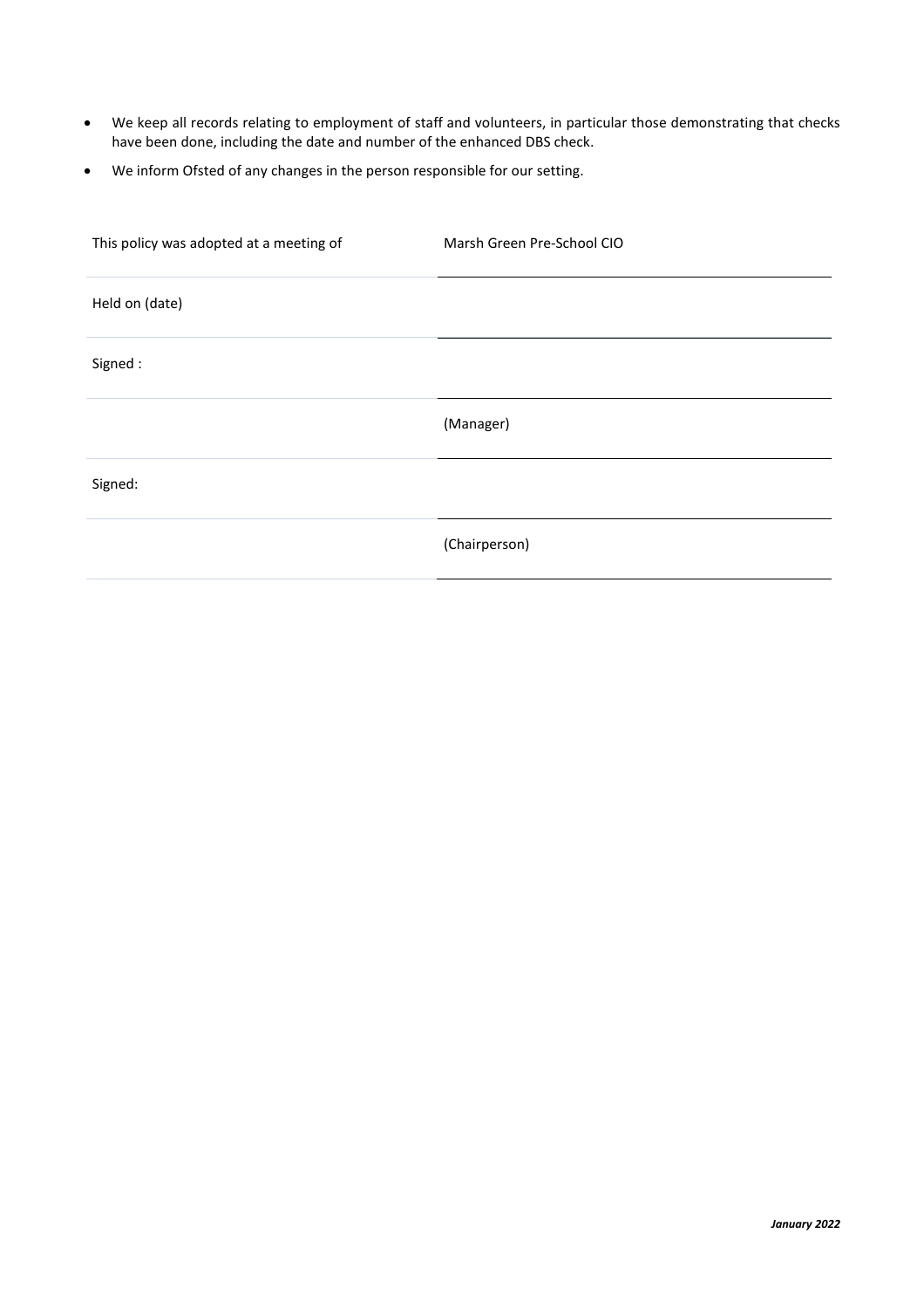- We keep all records relating to employment of staff and volunteers, in particular those demonstrating that checks have been done, including the date and number of the enhanced DBS check.
- We inform Ofsted of any changes in the person responsible for our setting.

| | |
|---|---|
| This policy was adopted at a meeting of | Marsh Green Pre-School CIO |
| Held on (date) | |
| Signed : | |
| | (Manager) |
| Signed: | |
| | (Chairperson) |

***January 2022***